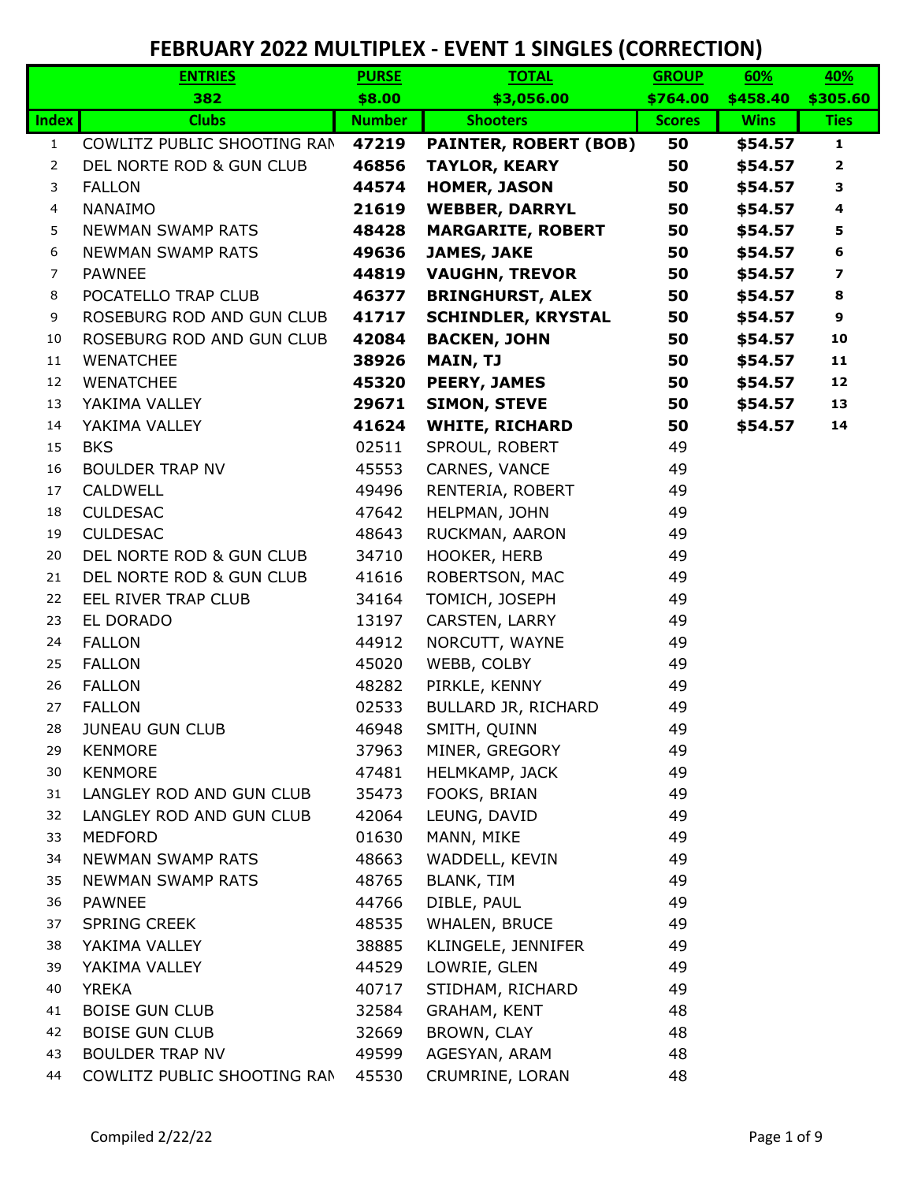# FEBRUARY 2022 MULTIPLEX - EVENT 1 SINGLES (CORRECTION)

| | ENTRIES | PURSE | TOTAL | GROUP | 60% | 40% |
|---|---|---|---|---|---|---|
| | 382 | $8.00 | $3,056.00 | $764.00 | $458.40 | $305.60 |
| **Index** | **Clubs** | **Number** | **Shooters** | **Scores** | **Wins** | **Ties** |
| 1 | COWLITZ PUBLIC SHOOTING RAN | **47219** | **PAINTER, ROBERT (BOB)** | **50** | **$54.57** | **1** |
| 2 | DEL NORTE ROD & GUN CLUB | **46856** | **TAYLOR, KEARY** | **50** | **$54.57** | **2** |
| 3 | FALLON | **44574** | **HOMER, JASON** | **50** | **$54.57** | **3** |
| 4 | NANAIMO | **21619** | **WEBBER, DARRYL** | **50** | **$54.57** | **4** |
| 5 | NEWMAN SWAMP RATS | **48428** | **MARGARITE, ROBERT** | **50** | **$54.57** | **5** |
| 6 | NEWMAN SWAMP RATS | **49636** | **JAMES, JAKE** | **50** | **$54.57** | **6** |
| 7 | PAWNEE | **44819** | **VAUGHN, TREVOR** | **50** | **$54.57** | **7** |
| 8 | POCATELLO TRAP CLUB | **46377** | **BRINGHURST, ALEX** | **50** | **$54.57** | **8** |
| 9 | ROSEBURG ROD AND GUN CLUB | **41717** | **SCHINDLER, KRYSTAL** | **50** | **$54.57** | **9** |
| 10 | ROSEBURG ROD AND GUN CLUB | **42084** | **BACKEN, JOHN** | **50** | **$54.57** | **10** |
| 11 | WENATCHEE | **38926** | **MAIN, TJ** | **50** | **$54.57** | **11** |
| 12 | WENATCHEE | **45320** | **PEERY, JAMES** | **50** | **$54.57** | **12** |
| 13 | YAKIMA VALLEY | **29671** | **SIMON, STEVE** | **50** | **$54.57** | **13** |
| 14 | YAKIMA VALLEY | **41624** | **WHITE, RICHARD** | **50** | **$54.57** | **14** |
| 15 | BKS | 02511 | SPROUL, ROBERT | 49 | | |
| 16 | BOULDER TRAP NV | 45553 | CARNES, VANCE | 49 | | |
| 17 | CALDWELL | 49496 | RENTERIA, ROBERT | 49 | | |
| 18 | CULDESAC | 47642 | HELPMAN, JOHN | 49 | | |
| 19 | CULDESAC | 48643 | RUCKMAN, AARON | 49 | | |
| 20 | DEL NORTE ROD & GUN CLUB | 34710 | HOOKER, HERB | 49 | | |
| 21 | DEL NORTE ROD & GUN CLUB | 41616 | ROBERTSON, MAC | 49 | | |
| 22 | EEL RIVER TRAP CLUB | 34164 | TOMICH, JOSEPH | 49 | | |
| 23 | EL DORADO | 13197 | CARSTEN, LARRY | 49 | | |
| 24 | FALLON | 44912 | NORCUTT, WAYNE | 49 | | |
| 25 | FALLON | 45020 | WEBB, COLBY | 49 | | |
| 26 | FALLON | 48282 | PIRKLE, KENNY | 49 | | |
| 27 | FALLON | 02533 | BULLARD JR, RICHARD | 49 | | |
| 28 | JUNEAU GUN CLUB | 46948 | SMITH, QUINN | 49 | | |
| 29 | KENMORE | 37963 | MINER, GREGORY | 49 | | |
| 30 | KENMORE | 47481 | HELMKAMP, JACK | 49 | | |
| 31 | LANGLEY ROD AND GUN CLUB | 35473 | FOOKS, BRIAN | 49 | | |
| 32 | LANGLEY ROD AND GUN CLUB | 42064 | LEUNG, DAVID | 49 | | |
| 33 | MEDFORD | 01630 | MANN, MIKE | 49 | | |
| 34 | NEWMAN SWAMP RATS | 48663 | WADDELL, KEVIN | 49 | | |
| 35 | NEWMAN SWAMP RATS | 48765 | BLANK, TIM | 49 | | |
| 36 | PAWNEE | 44766 | DIBLE, PAUL | 49 | | |
| 37 | SPRING CREEK | 48535 | WHALEN, BRUCE | 49 | | |
| 38 | YAKIMA VALLEY | 38885 | KLINGELE, JENNIFER | 49 | | |
| 39 | YAKIMA VALLEY | 44529 | LOWRIE, GLEN | 49 | | |
| 40 | YREKA | 40717 | STIDHAM, RICHARD | 49 | | |
| 41 | BOISE GUN CLUB | 32584 | GRAHAM, KENT | 48 | | |
| 42 | BOISE GUN CLUB | 32669 | BROWN, CLAY | 48 | | |
| 43 | BOULDER TRAP NV | 49599 | AGESYAN, ARAM | 48 | | |
| 44 | COWLITZ PUBLIC SHOOTING RAN | 45530 | CRUMRINE, LORAN | 48 | | |

Compiled 2/22/22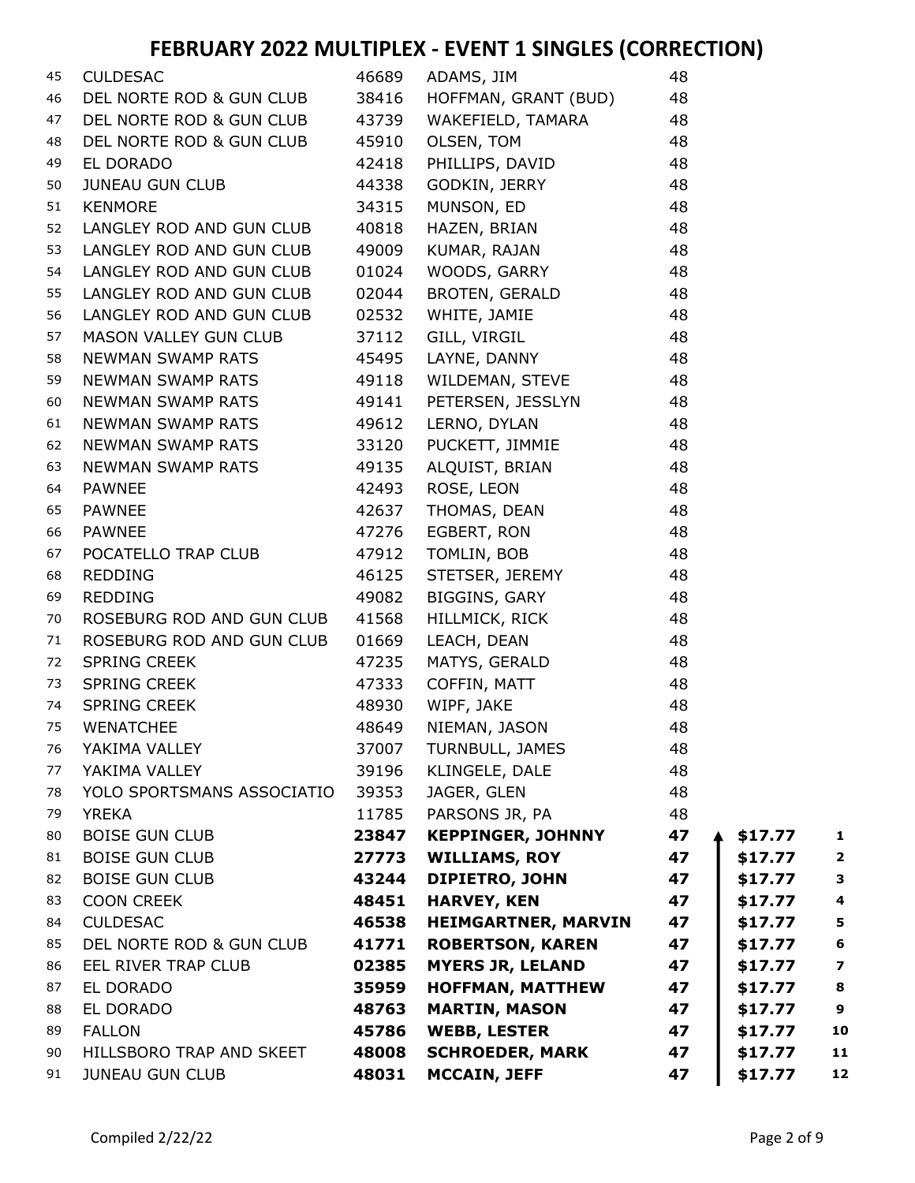# FEBRUARY 2022 MULTIPLEX - EVENT 1 SINGLES (CORRECTION)

| # | Club | ID | Name | Score | | Payout | Rank |
|---|---|---|---|---|---|---|---|
| 45 | CULDESAC | 46689 | ADAMS, JIM | 48 | | | |
| 46 | DEL NORTE ROD & GUN CLUB | 38416 | HOFFMAN, GRANT (BUD) | 48 | | | |
| 47 | DEL NORTE ROD & GUN CLUB | 43739 | WAKEFIELD, TAMARA | 48 | | | |
| 48 | DEL NORTE ROD & GUN CLUB | 45910 | OLSEN, TOM | 48 | | | |
| 49 | EL DORADO | 42418 | PHILLIPS, DAVID | 48 | | | |
| 50 | JUNEAU GUN CLUB | 44338 | GODKIN, JERRY | 48 | | | |
| 51 | KENMORE | 34315 | MUNSON, ED | 48 | | | |
| 52 | LANGLEY ROD AND GUN CLUB | 40818 | HAZEN, BRIAN | 48 | | | |
| 53 | LANGLEY ROD AND GUN CLUB | 49009 | KUMAR, RAJAN | 48 | | | |
| 54 | LANGLEY ROD AND GUN CLUB | 01024 | WOODS, GARRY | 48 | | | |
| 55 | LANGLEY ROD AND GUN CLUB | 02044 | BROTEN, GERALD | 48 | | | |
| 56 | LANGLEY ROD AND GUN CLUB | 02532 | WHITE, JAMIE | 48 | | | |
| 57 | MASON VALLEY GUN CLUB | 37112 | GILL, VIRGIL | 48 | | | |
| 58 | NEWMAN SWAMP RATS | 45495 | LAYNE, DANNY | 48 | | | |
| 59 | NEWMAN SWAMP RATS | 49118 | WILDEMAN, STEVE | 48 | | | |
| 60 | NEWMAN SWAMP RATS | 49141 | PETERSEN, JESSLYN | 48 | | | |
| 61 | NEWMAN SWAMP RATS | 49612 | LERNO, DYLAN | 48 | | | |
| 62 | NEWMAN SWAMP RATS | 33120 | PUCKETT, JIMMIE | 48 | | | |
| 63 | NEWMAN SWAMP RATS | 49135 | ALQUIST, BRIAN | 48 | | | |
| 64 | PAWNEE | 42493 | ROSE, LEON | 48 | | | |
| 65 | PAWNEE | 42637 | THOMAS, DEAN | 48 | | | |
| 66 | PAWNEE | 47276 | EGBERT, RON | 48 | | | |
| 67 | POCATELLO TRAP CLUB | 47912 | TOMLIN, BOB | 48 | | | |
| 68 | REDDING | 46125 | STETSER, JEREMY | 48 | | | |
| 69 | REDDING | 49082 | BIGGINS, GARY | 48 | | | |
| 70 | ROSEBURG ROD AND GUN CLUB | 41568 | HILLMICK, RICK | 48 | | | |
| 71 | ROSEBURG ROD AND GUN CLUB | 01669 | LEACH, DEAN | 48 | | | |
| 72 | SPRING CREEK | 47235 | MATYS, GERALD | 48 | | | |
| 73 | SPRING CREEK | 47333 | COFFIN, MATT | 48 | | | |
| 74 | SPRING CREEK | 48930 | WIPF, JAKE | 48 | | | |
| 75 | WENATCHEE | 48649 | NIEMAN, JASON | 48 | | | |
| 76 | YAKIMA VALLEY | 37007 | TURNBULL, JAMES | 48 | | | |
| 77 | YAKIMA VALLEY | 39196 | KLINGELE, DALE | 48 | | | |
| 78 | YOLO SPORTSMANS ASSOCIATIO | 39353 | JAGER, GLEN | 48 | | | |
| 79 | YREKA | 11785 | PARSONS JR, PA | 48 | | | |
| 80 | BOISE GUN CLUB | **23847** | **KEPPINGER, JOHNNY** | **47** | ▲ | **$17.77** | **1** |
| 81 | BOISE GUN CLUB | **27773** | **WILLIAMS, ROY** | **47** | | **$17.77** | **2** |
| 82 | BOISE GUN CLUB | **43244** | **DIPIETRO, JOHN** | **47** | | **$17.77** | **3** |
| 83 | COON CREEK | **48451** | **HARVEY, KEN** | **47** | | **$17.77** | **4** |
| 84 | CULDESAC | **46538** | **HEIMGARTNER, MARVIN** | **47** | | **$17.77** | **5** |
| 85 | DEL NORTE ROD & GUN CLUB | **41771** | **ROBERTSON, KAREN** | **47** | | **$17.77** | **6** |
| 86 | EEL RIVER TRAP CLUB | **02385** | **MYERS JR, LELAND** | **47** | | **$17.77** | **7** |
| 87 | EL DORADO | **35959** | **HOFFMAN, MATTHEW** | **47** | | **$17.77** | **8** |
| 88 | EL DORADO | **48763** | **MARTIN, MASON** | **47** | | **$17.77** | **9** |
| 89 | FALLON | **45786** | **WEBB, LESTER** | **47** | | **$17.77** | **10** |
| 90 | HILLSBORO TRAP AND SKEET | **48008** | **SCHROEDER, MARK** | **47** | | **$17.77** | **11** |
| 91 | JUNEAU GUN CLUB | **48031** | **MCCAIN, JEFF** | **47** | | **$17.77** | **12** |

Compiled 2/22/22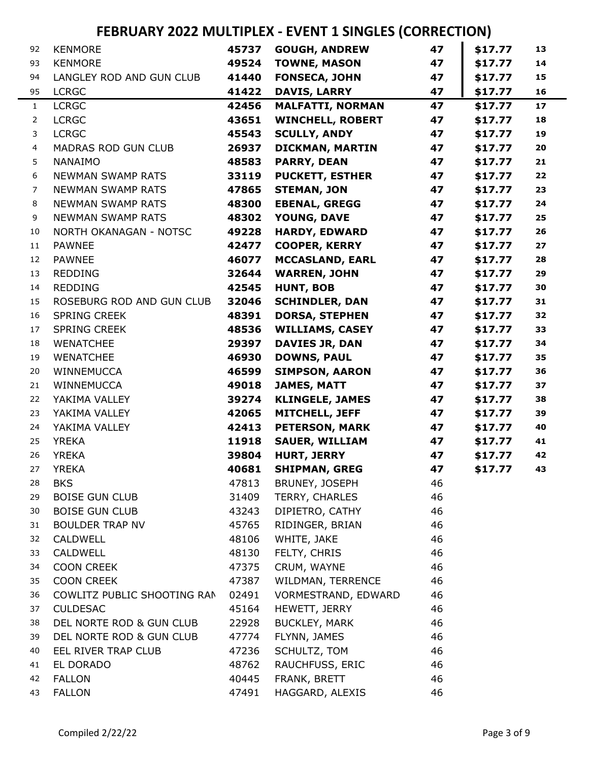# FEBRUARY 2022 MULTIPLEX - EVENT 1 SINGLES (CORRECTION)

| | | | | | | |
|---|---|---|---|---|---|---|
| 92 | KENMORE | **45737** | **GOUGH, ANDREW** | **47** | **$17.77** | **13** |
| 93 | KENMORE | **49524** | **TOWNE, MASON** | **47** | **$17.77** | **14** |
| 94 | LANGLEY ROD AND GUN CLUB | **41440** | **FONSECA, JOHN** | **47** | **$17.77** | **15** |
| 95 | LCRGC | **41422** | **DAVIS, LARRY** | **47** | **$17.77** | **16** |
| 1 | LCRGC | **42456** | **MALFATTI, NORMAN** | **47** | **$17.77** | **17** |
| 2 | LCRGC | **43651** | **WINCHELL, ROBERT** | **47** | **$17.77** | **18** |
| 3 | LCRGC | **45543** | **SCULLY, ANDY** | **47** | **$17.77** | **19** |
| 4 | MADRAS ROD GUN CLUB | **26937** | **DICKMAN, MARTIN** | **47** | **$17.77** | **20** |
| 5 | NANAIMO | **48583** | **PARRY, DEAN** | **47** | **$17.77** | **21** |
| 6 | NEWMAN SWAMP RATS | **33119** | **PUCKETT, ESTHER** | **47** | **$17.77** | **22** |
| 7 | NEWMAN SWAMP RATS | **47865** | **STEMAN, JON** | **47** | **$17.77** | **23** |
| 8 | NEWMAN SWAMP RATS | **48300** | **EBENAL, GREGG** | **47** | **$17.77** | **24** |
| 9 | NEWMAN SWAMP RATS | **48302** | **YOUNG, DAVE** | **47** | **$17.77** | **25** |
| 10 | NORTH OKANAGAN - NOTSC | **49228** | **HARDY, EDWARD** | **47** | **$17.77** | **26** |
| 11 | PAWNEE | **42477** | **COOPER, KERRY** | **47** | **$17.77** | **27** |
| 12 | PAWNEE | **46077** | **MCCASLAND, EARL** | **47** | **$17.77** | **28** |
| 13 | REDDING | **32644** | **WARREN, JOHN** | **47** | **$17.77** | **29** |
| 14 | REDDING | **42545** | **HUNT, BOB** | **47** | **$17.77** | **30** |
| 15 | ROSEBURG ROD AND GUN CLUB | **32046** | **SCHINDLER, DAN** | **47** | **$17.77** | **31** |
| 16 | SPRING CREEK | **48391** | **DORSA, STEPHEN** | **47** | **$17.77** | **32** |
| 17 | SPRING CREEK | **48536** | **WILLIAMS, CASEY** | **47** | **$17.77** | **33** |
| 18 | WENATCHEE | **29397** | **DAVIES JR, DAN** | **47** | **$17.77** | **34** |
| 19 | WENATCHEE | **46930** | **DOWNS, PAUL** | **47** | **$17.77** | **35** |
| 20 | WINNEMUCCA | **46599** | **SIMPSON, AARON** | **47** | **$17.77** | **36** |
| 21 | WINNEMUCCA | **49018** | **JAMES, MATT** | **47** | **$17.77** | **37** |
| 22 | YAKIMA VALLEY | **39274** | **KLINGELE, JAMES** | **47** | **$17.77** | **38** |
| 23 | YAKIMA VALLEY | **42065** | **MITCHELL, JEFF** | **47** | **$17.77** | **39** |
| 24 | YAKIMA VALLEY | **42413** | **PETERSON, MARK** | **47** | **$17.77** | **40** |
| 25 | YREKA | **11918** | **SAUER, WILLIAM** | **47** | **$17.77** | **41** |
| 26 | YREKA | **39804** | **HURT, JERRY** | **47** | **$17.77** | **42** |
| 27 | YREKA | **40681** | **SHIPMAN, GREG** | **47** | **$17.77** | **43** |
| 28 | BKS | 47813 | BRUNEY, JOSEPH | 46 | | |
| 29 | BOISE GUN CLUB | 31409 | TERRY, CHARLES | 46 | | |
| 30 | BOISE GUN CLUB | 43243 | DIPIETRO, CATHY | 46 | | |
| 31 | BOULDER TRAP NV | 45765 | RIDINGER, BRIAN | 46 | | |
| 32 | CALDWELL | 48106 | WHITE, JAKE | 46 | | |
| 33 | CALDWELL | 48130 | FELTY, CHRIS | 46 | | |
| 34 | COON CREEK | 47375 | CRUM, WAYNE | 46 | | |
| 35 | COON CREEK | 47387 | WILDMAN, TERRENCE | 46 | | |
| 36 | COWLITZ PUBLIC SHOOTING RAN | 02491 | VORMESTRAND, EDWARD | 46 | | |
| 37 | CULDESAC | 45164 | HEWETT, JERRY | 46 | | |
| 38 | DEL NORTE ROD & GUN CLUB | 22928 | BUCKLEY, MARK | 46 | | |
| 39 | DEL NORTE ROD & GUN CLUB | 47774 | FLYNN, JAMES | 46 | | |
| 40 | EEL RIVER TRAP CLUB | 47236 | SCHULTZ, TOM | 46 | | |
| 41 | EL DORADO | 48762 | RAUCHFUSS, ERIC | 46 | | |
| 42 | FALLON | 40445 | FRANK, BRETT | 46 | | |
| 43 | FALLON | 47491 | HAGGARD, ALEXIS | 46 | | |

Compiled 2/22/22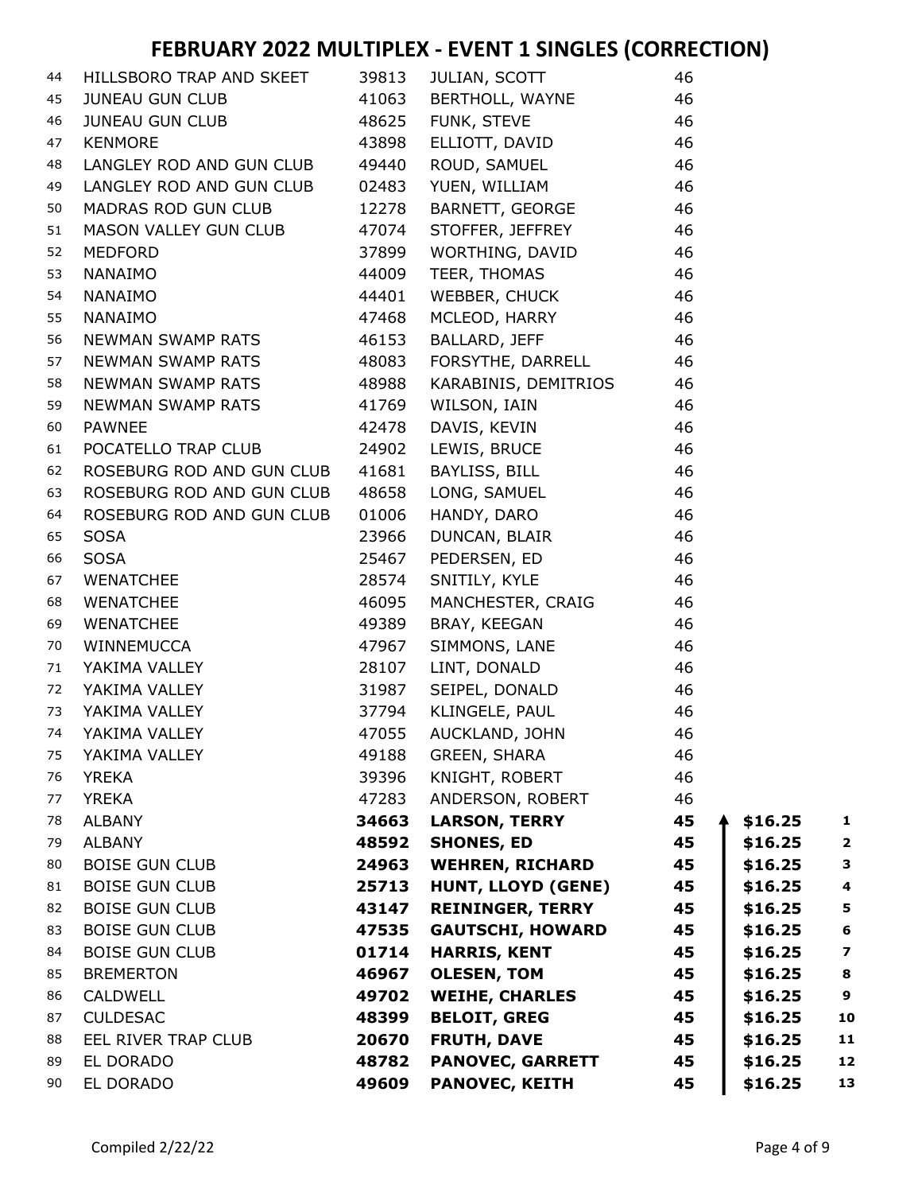# FEBRUARY 2022 MULTIPLEX - EVENT 1 SINGLES (CORRECTION)

| | | | | | | |
|---|---|---|---|---|---|---|
| 44 | HILLSBORO TRAP AND SKEET | 39813 | JULIAN, SCOTT | 46 | | |
| 45 | JUNEAU GUN CLUB | 41063 | BERTHOLL, WAYNE | 46 | | |
| 46 | JUNEAU GUN CLUB | 48625 | FUNK, STEVE | 46 | | |
| 47 | KENMORE | 43898 | ELLIOTT, DAVID | 46 | | |
| 48 | LANGLEY ROD AND GUN CLUB | 49440 | ROUD, SAMUEL | 46 | | |
| 49 | LANGLEY ROD AND GUN CLUB | 02483 | YUEN, WILLIAM | 46 | | |
| 50 | MADRAS ROD GUN CLUB | 12278 | BARNETT, GEORGE | 46 | | |
| 51 | MASON VALLEY GUN CLUB | 47074 | STOFFER, JEFFREY | 46 | | |
| 52 | MEDFORD | 37899 | WORTHING, DAVID | 46 | | |
| 53 | NANAIMO | 44009 | TEER, THOMAS | 46 | | |
| 54 | NANAIMO | 44401 | WEBBER, CHUCK | 46 | | |
| 55 | NANAIMO | 47468 | MCLEOD, HARRY | 46 | | |
| 56 | NEWMAN SWAMP RATS | 46153 | BALLARD, JEFF | 46 | | |
| 57 | NEWMAN SWAMP RATS | 48083 | FORSYTHE, DARRELL | 46 | | |
| 58 | NEWMAN SWAMP RATS | 48988 | KARABINIS, DEMITRIOS | 46 | | |
| 59 | NEWMAN SWAMP RATS | 41769 | WILSON, IAIN | 46 | | |
| 60 | PAWNEE | 42478 | DAVIS, KEVIN | 46 | | |
| 61 | POCATELLO TRAP CLUB | 24902 | LEWIS, BRUCE | 46 | | |
| 62 | ROSEBURG ROD AND GUN CLUB | 41681 | BAYLISS, BILL | 46 | | |
| 63 | ROSEBURG ROD AND GUN CLUB | 48658 | LONG, SAMUEL | 46 | | |
| 64 | ROSEBURG ROD AND GUN CLUB | 01006 | HANDY, DARO | 46 | | |
| 65 | SOSA | 23966 | DUNCAN, BLAIR | 46 | | |
| 66 | SOSA | 25467 | PEDERSEN, ED | 46 | | |
| 67 | WENATCHEE | 28574 | SNITILY, KYLE | 46 | | |
| 68 | WENATCHEE | 46095 | MANCHESTER, CRAIG | 46 | | |
| 69 | WENATCHEE | 49389 | BRAY, KEEGAN | 46 | | |
| 70 | WINNEMUCCA | 47967 | SIMMONS, LANE | 46 | | |
| 71 | YAKIMA VALLEY | 28107 | LINT, DONALD | 46 | | |
| 72 | YAKIMA VALLEY | 31987 | SEIPEL, DONALD | 46 | | |
| 73 | YAKIMA VALLEY | 37794 | KLINGELE, PAUL | 46 | | |
| 74 | YAKIMA VALLEY | 47055 | AUCKLAND, JOHN | 46 | | |
| 75 | YAKIMA VALLEY | 49188 | GREEN, SHARA | 46 | | |
| 76 | YREKA | 39396 | KNIGHT, ROBERT | 46 | | |
| 77 | YREKA | 47283 | ANDERSON, ROBERT | 46 | | |
| 78 | ALBANY | **34663** | **LARSON, TERRY** | **45** | **$16.25** | **1** |
| 79 | ALBANY | **48592** | **SHONES, ED** | **45** | **$16.25** | **2** |
| 80 | BOISE GUN CLUB | **24963** | **WEHREN, RICHARD** | **45** | **$16.25** | **3** |
| 81 | BOISE GUN CLUB | **25713** | **HUNT, LLOYD (GENE)** | **45** | **$16.25** | **4** |
| 82 | BOISE GUN CLUB | **43147** | **REININGER, TERRY** | **45** | **$16.25** | **5** |
| 83 | BOISE GUN CLUB | **47535** | **GAUTSCHI, HOWARD** | **45** | **$16.25** | **6** |
| 84 | BOISE GUN CLUB | **01714** | **HARRIS, KENT** | **45** | **$16.25** | **7** |
| 85 | BREMERTON | **46967** | **OLESEN, TOM** | **45** | **$16.25** | **8** |
| 86 | CALDWELL | **49702** | **WEIHE, CHARLES** | **45** | **$16.25** | **9** |
| 87 | CULDESAC | **48399** | **BELOIT, GREG** | **45** | **$16.25** | **10** |
| 88 | EEL RIVER TRAP CLUB | **20670** | **FRUTH, DAVE** | **45** | **$16.25** | **11** |
| 89 | EL DORADO | **48782** | **PANOVEC, GARRETT** | **45** | **$16.25** | **12** |
| 90 | EL DORADO | **49609** | **PANOVEC, KEITH** | **45** | **$16.25** | **13** |

Compiled 2/22/22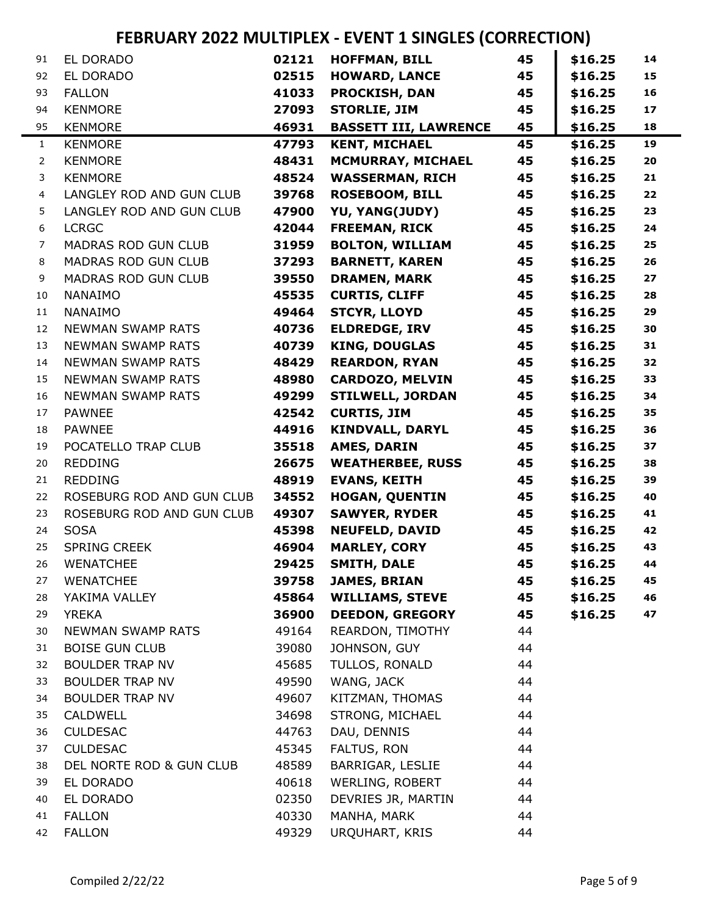# FEBRUARY 2022 MULTIPLEX - EVENT 1 SINGLES (CORRECTION)

| | | | | | | |
|---|---|---|---|---|---|---|
| 91 | EL DORADO | **02121** | **HOFFMAN, BILL** | **45** | **$16.25** | **14** |
| 92 | EL DORADO | **02515** | **HOWARD, LANCE** | **45** | **$16.25** | **15** |
| 93 | FALLON | **41033** | **PROCKISH, DAN** | **45** | **$16.25** | **16** |
| 94 | KENMORE | **27093** | **STORLIE, JIM** | **45** | **$16.25** | **17** |
| 95 | KENMORE | **46931** | **BASSETT III, LAWRENCE** | **45** | **$16.25** | **18** |
| 1 | KENMORE | **47793** | **KENT, MICHAEL** | **45** | **$16.25** | **19** |
| 2 | KENMORE | **48431** | **MCMURRAY, MICHAEL** | **45** | **$16.25** | **20** |
| 3 | KENMORE | **48524** | **WASSERMAN, RICH** | **45** | **$16.25** | **21** |
| 4 | LANGLEY ROD AND GUN CLUB | **39768** | **ROSEBOOM, BILL** | **45** | **$16.25** | **22** |
| 5 | LANGLEY ROD AND GUN CLUB | **47900** | **YU, YANG(JUDY)** | **45** | **$16.25** | **23** |
| 6 | LCRGC | **42044** | **FREEMAN, RICK** | **45** | **$16.25** | **24** |
| 7 | MADRAS ROD GUN CLUB | **31959** | **BOLTON, WILLIAM** | **45** | **$16.25** | **25** |
| 8 | MADRAS ROD GUN CLUB | **37293** | **BARNETT, KAREN** | **45** | **$16.25** | **26** |
| 9 | MADRAS ROD GUN CLUB | **39550** | **DRAMEN, MARK** | **45** | **$16.25** | **27** |
| 10 | NANAIMO | **45535** | **CURTIS, CLIFF** | **45** | **$16.25** | **28** |
| 11 | NANAIMO | **49464** | **STCYR, LLOYD** | **45** | **$16.25** | **29** |
| 12 | NEWMAN SWAMP RATS | **40736** | **ELDREDGE, IRV** | **45** | **$16.25** | **30** |
| 13 | NEWMAN SWAMP RATS | **40739** | **KING, DOUGLAS** | **45** | **$16.25** | **31** |
| 14 | NEWMAN SWAMP RATS | **48429** | **REARDON, RYAN** | **45** | **$16.25** | **32** |
| 15 | NEWMAN SWAMP RATS | **48980** | **CARDOZO, MELVIN** | **45** | **$16.25** | **33** |
| 16 | NEWMAN SWAMP RATS | **49299** | **STILWELL, JORDAN** | **45** | **$16.25** | **34** |
| 17 | PAWNEE | **42542** | **CURTIS, JIM** | **45** | **$16.25** | **35** |
| 18 | PAWNEE | **44916** | **KINDVALL, DARYL** | **45** | **$16.25** | **36** |
| 19 | POCATELLO TRAP CLUB | **35518** | **AMES, DARIN** | **45** | **$16.25** | **37** |
| 20 | REDDING | **26675** | **WEATHERBEE, RUSS** | **45** | **$16.25** | **38** |
| 21 | REDDING | **48919** | **EVANS, KEITH** | **45** | **$16.25** | **39** |
| 22 | ROSEBURG ROD AND GUN CLUB | **34552** | **HOGAN, QUENTIN** | **45** | **$16.25** | **40** |
| 23 | ROSEBURG ROD AND GUN CLUB | **49307** | **SAWYER, RYDER** | **45** | **$16.25** | **41** |
| 24 | SOSA | **45398** | **NEUFELD, DAVID** | **45** | **$16.25** | **42** |
| 25 | SPRING CREEK | **46904** | **MARLEY, CORY** | **45** | **$16.25** | **43** |
| 26 | WENATCHEE | **29425** | **SMITH, DALE** | **45** | **$16.25** | **44** |
| 27 | WENATCHEE | **39758** | **JAMES, BRIAN** | **45** | **$16.25** | **45** |
| 28 | YAKIMA VALLEY | **45864** | **WILLIAMS, STEVE** | **45** | **$16.25** | **46** |
| 29 | YREKA | **36900** | **DEEDON, GREGORY** | **45** | **$16.25** | **47** |
| 30 | NEWMAN SWAMP RATS | 49164 | REARDON, TIMOTHY | 44 | | |
| 31 | BOISE GUN CLUB | 39080 | JOHNSON, GUY | 44 | | |
| 32 | BOULDER TRAP NV | 45685 | TULLOS, RONALD | 44 | | |
| 33 | BOULDER TRAP NV | 49590 | WANG, JACK | 44 | | |
| 34 | BOULDER TRAP NV | 49607 | KITZMAN, THOMAS | 44 | | |
| 35 | CALDWELL | 34698 | STRONG, MICHAEL | 44 | | |
| 36 | CULDESAC | 44763 | DAU, DENNIS | 44 | | |
| 37 | CULDESAC | 45345 | FALTUS, RON | 44 | | |
| 38 | DEL NORTE ROD & GUN CLUB | 48589 | BARRIGAR, LESLIE | 44 | | |
| 39 | EL DORADO | 40618 | WERLING, ROBERT | 44 | | |
| 40 | EL DORADO | 02350 | DEVRIES JR, MARTIN | 44 | | |
| 41 | FALLON | 40330 | MANHA, MARK | 44 | | |
| 42 | FALLON | 49329 | URQUHART, KRIS | 44 | | |

Compiled 2/22/22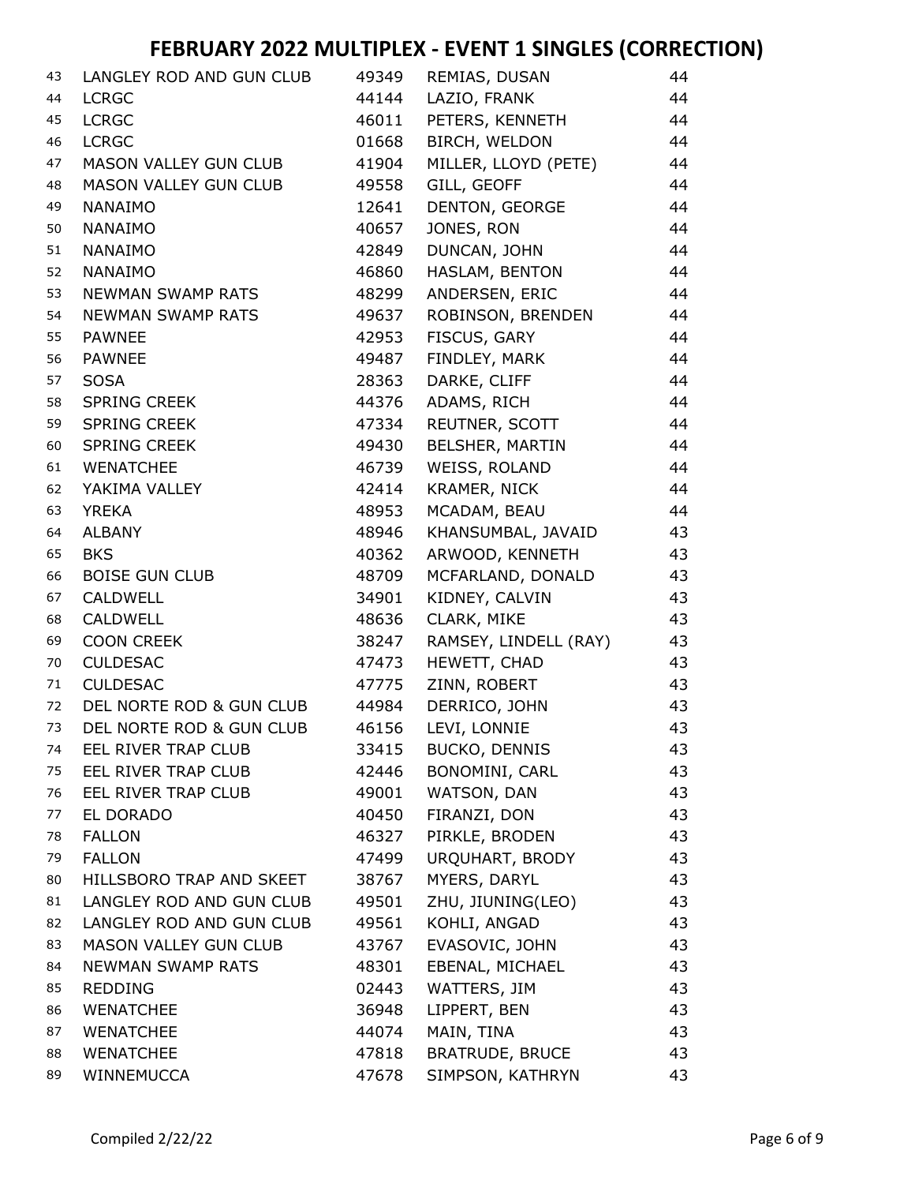# FEBRUARY 2022 MULTIPLEX - EVENT 1 SINGLES (CORRECTION)

| | | | | |
|---|---|---|---|---|
| 43 | LANGLEY ROD AND GUN CLUB | 49349 | REMIAS, DUSAN | 44 |
| 44 | LCRGC | 44144 | LAZIO, FRANK | 44 |
| 45 | LCRGC | 46011 | PETERS, KENNETH | 44 |
| 46 | LCRGC | 01668 | BIRCH, WELDON | 44 |
| 47 | MASON VALLEY GUN CLUB | 41904 | MILLER, LLOYD (PETE) | 44 |
| 48 | MASON VALLEY GUN CLUB | 49558 | GILL, GEOFF | 44 |
| 49 | NANAIMO | 12641 | DENTON, GEORGE | 44 |
| 50 | NANAIMO | 40657 | JONES, RON | 44 |
| 51 | NANAIMO | 42849 | DUNCAN, JOHN | 44 |
| 52 | NANAIMO | 46860 | HASLAM, BENTON | 44 |
| 53 | NEWMAN SWAMP RATS | 48299 | ANDERSEN, ERIC | 44 |
| 54 | NEWMAN SWAMP RATS | 49637 | ROBINSON, BRENDEN | 44 |
| 55 | PAWNEE | 42953 | FISCUS, GARY | 44 |
| 56 | PAWNEE | 49487 | FINDLEY, MARK | 44 |
| 57 | SOSA | 28363 | DARKE, CLIFF | 44 |
| 58 | SPRING CREEK | 44376 | ADAMS, RICH | 44 |
| 59 | SPRING CREEK | 47334 | REUTNER, SCOTT | 44 |
| 60 | SPRING CREEK | 49430 | BELSHER, MARTIN | 44 |
| 61 | WENATCHEE | 46739 | WEISS, ROLAND | 44 |
| 62 | YAKIMA VALLEY | 42414 | KRAMER, NICK | 44 |
| 63 | YREKA | 48953 | MCADAM, BEAU | 44 |
| 64 | ALBANY | 48946 | KHANSUMBAL, JAVAID | 43 |
| 65 | BKS | 40362 | ARWOOD, KENNETH | 43 |
| 66 | BOISE GUN CLUB | 48709 | MCFARLAND, DONALD | 43 |
| 67 | CALDWELL | 34901 | KIDNEY, CALVIN | 43 |
| 68 | CALDWELL | 48636 | CLARK, MIKE | 43 |
| 69 | COON CREEK | 38247 | RAMSEY, LINDELL (RAY) | 43 |
| 70 | CULDESAC | 47473 | HEWETT, CHAD | 43 |
| 71 | CULDESAC | 47775 | ZINN, ROBERT | 43 |
| 72 | DEL NORTE ROD & GUN CLUB | 44984 | DERRICO, JOHN | 43 |
| 73 | DEL NORTE ROD & GUN CLUB | 46156 | LEVI, LONNIE | 43 |
| 74 | EEL RIVER TRAP CLUB | 33415 | BUCKO, DENNIS | 43 |
| 75 | EEL RIVER TRAP CLUB | 42446 | BONOMINI, CARL | 43 |
| 76 | EEL RIVER TRAP CLUB | 49001 | WATSON, DAN | 43 |
| 77 | EL DORADO | 40450 | FIRANZI, DON | 43 |
| 78 | FALLON | 46327 | PIRKLE, BRODEN | 43 |
| 79 | FALLON | 47499 | URQUHART, BRODY | 43 |
| 80 | HILLSBORO TRAP AND SKEET | 38767 | MYERS, DARYL | 43 |
| 81 | LANGLEY ROD AND GUN CLUB | 49501 | ZHU, JIUNING(LEO) | 43 |
| 82 | LANGLEY ROD AND GUN CLUB | 49561 | KOHLI, ANGAD | 43 |
| 83 | MASON VALLEY GUN CLUB | 43767 | EVASOVIC, JOHN | 43 |
| 84 | NEWMAN SWAMP RATS | 48301 | EBENAL, MICHAEL | 43 |
| 85 | REDDING | 02443 | WATTERS, JIM | 43 |
| 86 | WENATCHEE | 36948 | LIPPERT, BEN | 43 |
| 87 | WENATCHEE | 44074 | MAIN, TINA | 43 |
| 88 | WENATCHEE | 47818 | BRATRUDE, BRUCE | 43 |
| 89 | WINNEMUCCA | 47678 | SIMPSON, KATHRYN | 43 |

Compiled 2/22/22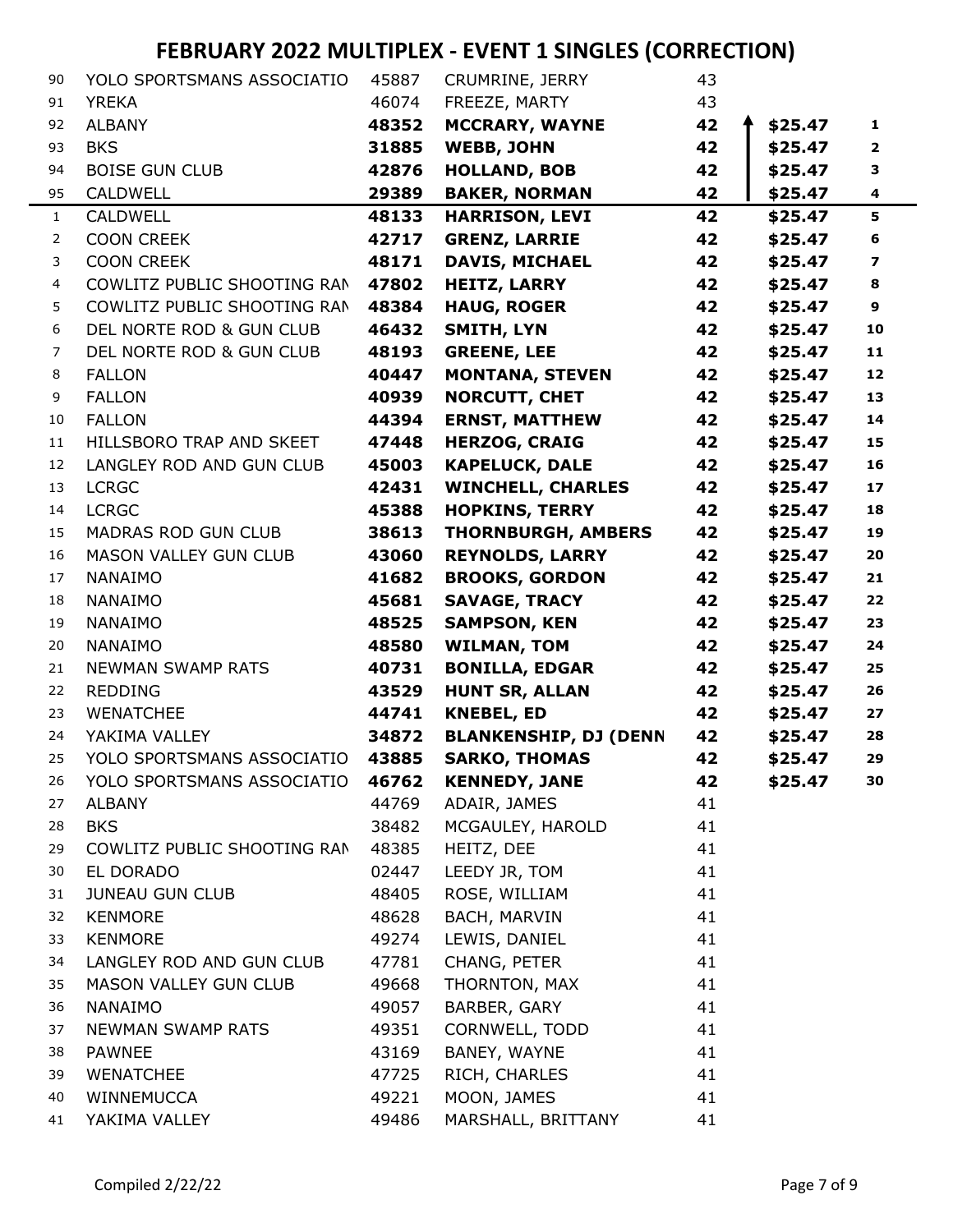# FEBRUARY 2022 MULTIPLEX - EVENT 1 SINGLES (CORRECTION)

| # | Club | ID | Name | Score | Payout | Rank |
|---|---|---|---|---|---|---|
| 90 | YOLO SPORTSMANS ASSOCIATIO | 45887 | CRUMRINE, JERRY | 43 | | |
| 91 | YREKA | 46074 | FREEZE, MARTY | 43 | | |
| 92 | ALBANY | **48352** | **MCCRARY, WAYNE** | **42** | **$25.47** | **1** |
| 93 | BKS | **31885** | **WEBB, JOHN** | **42** | **$25.47** | **2** |
| 94 | BOISE GUN CLUB | **42876** | **HOLLAND, BOB** | **42** | **$25.47** | **3** |
| 95 | CALDWELL | **29389** | **BAKER, NORMAN** | **42** | **$25.47** | **4** |
| 1 | CALDWELL | **48133** | **HARRISON, LEVI** | **42** | **$25.47** | **5** |
| 2 | COON CREEK | **42717** | **GRENZ, LARRIE** | **42** | **$25.47** | **6** |
| 3 | COON CREEK | **48171** | **DAVIS, MICHAEL** | **42** | **$25.47** | **7** |
| 4 | COWLITZ PUBLIC SHOOTING RAN | **47802** | **HEITZ, LARRY** | **42** | **$25.47** | **8** |
| 5 | COWLITZ PUBLIC SHOOTING RAN | **48384** | **HAUG, ROGER** | **42** | **$25.47** | **9** |
| 6 | DEL NORTE ROD & GUN CLUB | **46432** | **SMITH, LYN** | **42** | **$25.47** | **10** |
| 7 | DEL NORTE ROD & GUN CLUB | **48193** | **GREENE, LEE** | **42** | **$25.47** | **11** |
| 8 | FALLON | **40447** | **MONTANA, STEVEN** | **42** | **$25.47** | **12** |
| 9 | FALLON | **40939** | **NORCUTT, CHET** | **42** | **$25.47** | **13** |
| 10 | FALLON | **44394** | **ERNST, MATTHEW** | **42** | **$25.47** | **14** |
| 11 | HILLSBORO TRAP AND SKEET | **47448** | **HERZOG, CRAIG** | **42** | **$25.47** | **15** |
| 12 | LANGLEY ROD AND GUN CLUB | **45003** | **KAPELUCK, DALE** | **42** | **$25.47** | **16** |
| 13 | LCRGC | **42431** | **WINCHELL, CHARLES** | **42** | **$25.47** | **17** |
| 14 | LCRGC | **45388** | **HOPKINS, TERRY** | **42** | **$25.47** | **18** |
| 15 | MADRAS ROD GUN CLUB | **38613** | **THORNBURGH, AMBERS** | **42** | **$25.47** | **19** |
| 16 | MASON VALLEY GUN CLUB | **43060** | **REYNOLDS, LARRY** | **42** | **$25.47** | **20** |
| 17 | NANAIMO | **41682** | **BROOKS, GORDON** | **42** | **$25.47** | **21** |
| 18 | NANAIMO | **45681** | **SAVAGE, TRACY** | **42** | **$25.47** | **22** |
| 19 | NANAIMO | **48525** | **SAMPSON, KEN** | **42** | **$25.47** | **23** |
| 20 | NANAIMO | **48580** | **WILMAN, TOM** | **42** | **$25.47** | **24** |
| 21 | NEWMAN SWAMP RATS | **40731** | **BONILLA, EDGAR** | **42** | **$25.47** | **25** |
| 22 | REDDING | **43529** | **HUNT SR, ALLAN** | **42** | **$25.47** | **26** |
| 23 | WENATCHEE | **44741** | **KNEBEL, ED** | **42** | **$25.47** | **27** |
| 24 | YAKIMA VALLEY | **34872** | **BLANKENSHIP, DJ (DENN** | **42** | **$25.47** | **28** |
| 25 | YOLO SPORTSMANS ASSOCIATIO | **43885** | **SARKO, THOMAS** | **42** | **$25.47** | **29** |
| 26 | YOLO SPORTSMANS ASSOCIATIO | **46762** | **KENNEDY, JANE** | **42** | **$25.47** | **30** |
| 27 | ALBANY | 44769 | ADAIR, JAMES | 41 | | |
| 28 | BKS | 38482 | MCGAULEY, HAROLD | 41 | | |
| 29 | COWLITZ PUBLIC SHOOTING RAN | 48385 | HEITZ, DEE | 41 | | |
| 30 | EL DORADO | 02447 | LEEDY JR, TOM | 41 | | |
| 31 | JUNEAU GUN CLUB | 48405 | ROSE, WILLIAM | 41 | | |
| 32 | KENMORE | 48628 | BACH, MARVIN | 41 | | |
| 33 | KENMORE | 49274 | LEWIS, DANIEL | 41 | | |
| 34 | LANGLEY ROD AND GUN CLUB | 47781 | CHANG, PETER | 41 | | |
| 35 | MASON VALLEY GUN CLUB | 49668 | THORNTON, MAX | 41 | | |
| 36 | NANAIMO | 49057 | BARBER, GARY | 41 | | |
| 37 | NEWMAN SWAMP RATS | 49351 | CORNWELL, TODD | 41 | | |
| 38 | PAWNEE | 43169 | BANEY, WAYNE | 41 | | |
| 39 | WENATCHEE | 47725 | RICH, CHARLES | 41 | | |
| 40 | WINNEMUCCA | 49221 | MOON, JAMES | 41 | | |
| 41 | YAKIMA VALLEY | 49486 | MARSHALL, BRITTANY | 41 | | |

Compiled 2/22/22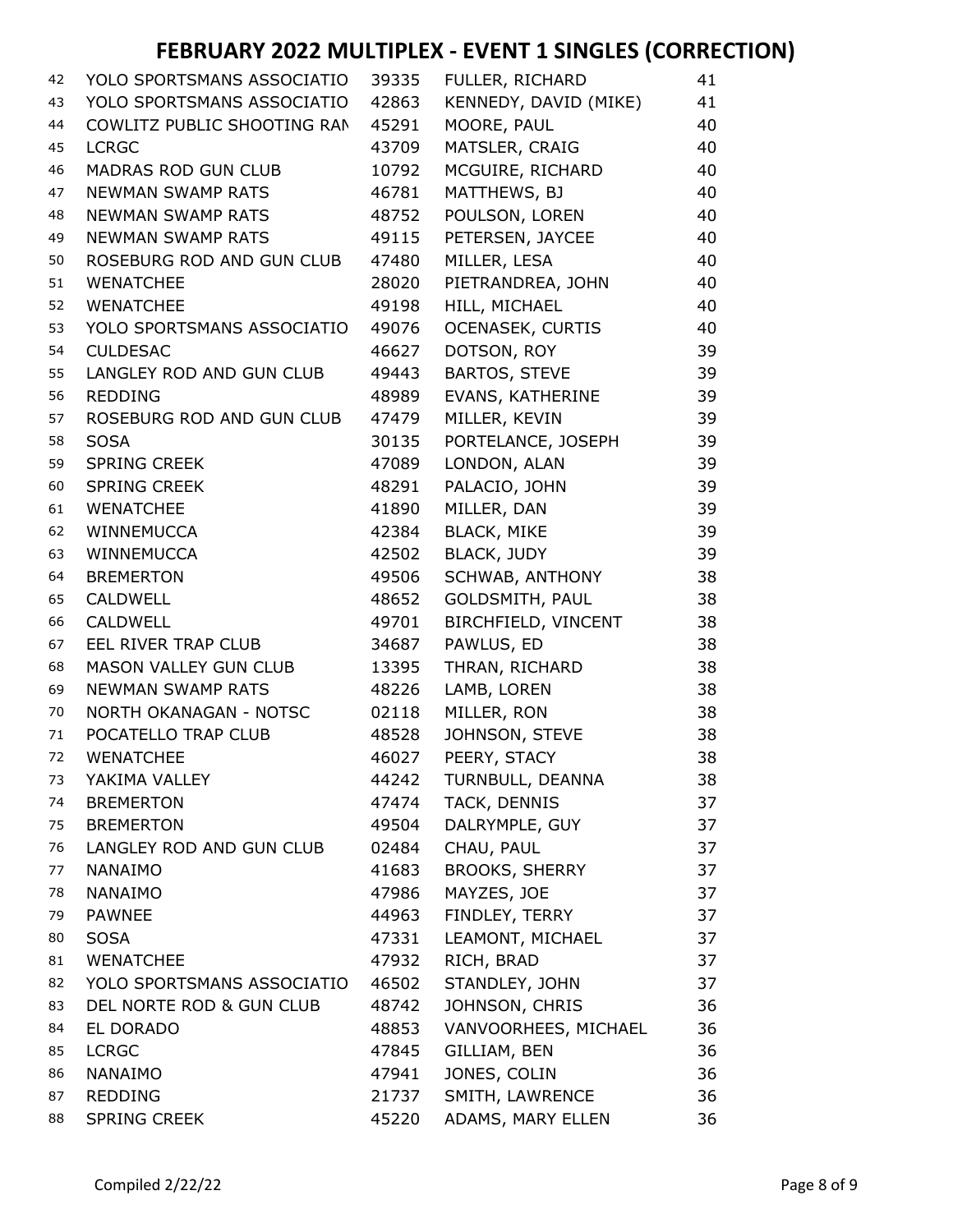# FEBRUARY 2022 MULTIPLEX - EVENT 1 SINGLES (CORRECTION)

| | | | | |
|---|---|---|---|---|
| 42 | YOLO SPORTSMANS ASSOCIATIO | 39335 | FULLER, RICHARD | 41 |
| 43 | YOLO SPORTSMANS ASSOCIATIO | 42863 | KENNEDY, DAVID (MIKE) | 41 |
| 44 | COWLITZ PUBLIC SHOOTING RAN | 45291 | MOORE, PAUL | 40 |
| 45 | LCRGC | 43709 | MATSLER, CRAIG | 40 |
| 46 | MADRAS ROD GUN CLUB | 10792 | MCGUIRE, RICHARD | 40 |
| 47 | NEWMAN SWAMP RATS | 46781 | MATTHEWS, BJ | 40 |
| 48 | NEWMAN SWAMP RATS | 48752 | POULSON, LOREN | 40 |
| 49 | NEWMAN SWAMP RATS | 49115 | PETERSEN, JAYCEE | 40 |
| 50 | ROSEBURG ROD AND GUN CLUB | 47480 | MILLER, LESA | 40 |
| 51 | WENATCHEE | 28020 | PIETRANDREA, JOHN | 40 |
| 52 | WENATCHEE | 49198 | HILL, MICHAEL | 40 |
| 53 | YOLO SPORTSMANS ASSOCIATIO | 49076 | OCENASEK, CURTIS | 40 |
| 54 | CULDESAC | 46627 | DOTSON, ROY | 39 |
| 55 | LANGLEY ROD AND GUN CLUB | 49443 | BARTOS, STEVE | 39 |
| 56 | REDDING | 48989 | EVANS, KATHERINE | 39 |
| 57 | ROSEBURG ROD AND GUN CLUB | 47479 | MILLER, KEVIN | 39 |
| 58 | SOSA | 30135 | PORTELANCE, JOSEPH | 39 |
| 59 | SPRING CREEK | 47089 | LONDON, ALAN | 39 |
| 60 | SPRING CREEK | 48291 | PALACIO, JOHN | 39 |
| 61 | WENATCHEE | 41890 | MILLER, DAN | 39 |
| 62 | WINNEMUCCA | 42384 | BLACK, MIKE | 39 |
| 63 | WINNEMUCCA | 42502 | BLACK, JUDY | 39 |
| 64 | BREMERTON | 49506 | SCHWAB, ANTHONY | 38 |
| 65 | CALDWELL | 48652 | GOLDSMITH, PAUL | 38 |
| 66 | CALDWELL | 49701 | BIRCHFIELD, VINCENT | 38 |
| 67 | EEL RIVER TRAP CLUB | 34687 | PAWLUS, ED | 38 |
| 68 | MASON VALLEY GUN CLUB | 13395 | THRAN, RICHARD | 38 |
| 69 | NEWMAN SWAMP RATS | 48226 | LAMB, LOREN | 38 |
| 70 | NORTH OKANAGAN - NOTSC | 02118 | MILLER, RON | 38 |
| 71 | POCATELLO TRAP CLUB | 48528 | JOHNSON, STEVE | 38 |
| 72 | WENATCHEE | 46027 | PEERY, STACY | 38 |
| 73 | YAKIMA VALLEY | 44242 | TURNBULL, DEANNA | 38 |
| 74 | BREMERTON | 47474 | TACK, DENNIS | 37 |
| 75 | BREMERTON | 49504 | DALRYMPLE, GUY | 37 |
| 76 | LANGLEY ROD AND GUN CLUB | 02484 | CHAU, PAUL | 37 |
| 77 | NANAIMO | 41683 | BROOKS, SHERRY | 37 |
| 78 | NANAIMO | 47986 | MAYZES, JOE | 37 |
| 79 | PAWNEE | 44963 | FINDLEY, TERRY | 37 |
| 80 | SOSA | 47331 | LEAMONT, MICHAEL | 37 |
| 81 | WENATCHEE | 47932 | RICH, BRAD | 37 |
| 82 | YOLO SPORTSMANS ASSOCIATIO | 46502 | STANDLEY, JOHN | 37 |
| 83 | DEL NORTE ROD & GUN CLUB | 48742 | JOHNSON, CHRIS | 36 |
| 84 | EL DORADO | 48853 | VANVOORHEES, MICHAEL | 36 |
| 85 | LCRGC | 47845 | GILLIAM, BEN | 36 |
| 86 | NANAIMO | 47941 | JONES, COLIN | 36 |
| 87 | REDDING | 21737 | SMITH, LAWRENCE | 36 |
| 88 | SPRING CREEK | 45220 | ADAMS, MARY ELLEN | 36 |

Compiled 2/22/22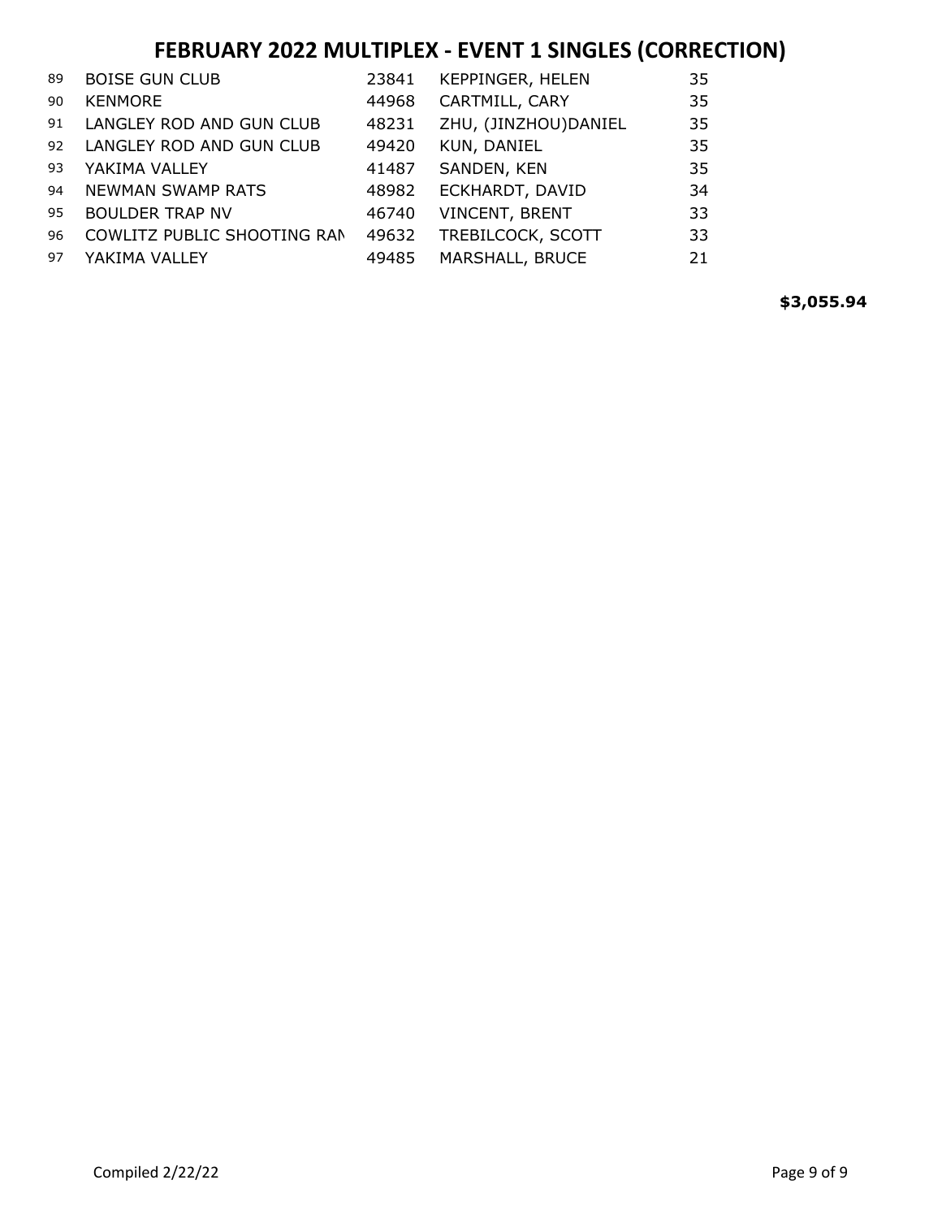# FEBRUARY 2022 MULTIPLEX - EVENT 1 SINGLES (CORRECTION)

| | | | | |
|---|---|---|---|---|
| 89 | BOISE GUN CLUB | 23841 | KEPPINGER, HELEN | 35 |
| 90 | KENMORE | 44968 | CARTMILL, CARY | 35 |
| 91 | LANGLEY ROD AND GUN CLUB | 48231 | ZHU, (JINZHOU)DANIEL | 35 |
| 92 | LANGLEY ROD AND GUN CLUB | 49420 | KUN, DANIEL | 35 |
| 93 | YAKIMA VALLEY | 41487 | SANDEN, KEN | 35 |
| 94 | NEWMAN SWAMP RATS | 48982 | ECKHARDT, DAVID | 34 |
| 95 | BOULDER TRAP NV | 46740 | VINCENT, BRENT | 33 |
| 96 | COWLITZ PUBLIC SHOOTING RAN | 49632 | TREBILCOCK, SCOTT | 33 |
| 97 | YAKIMA VALLEY | 49485 | MARSHALL, BRUCE | 21 |

**$3,055.94**

Compiled 2/22/22